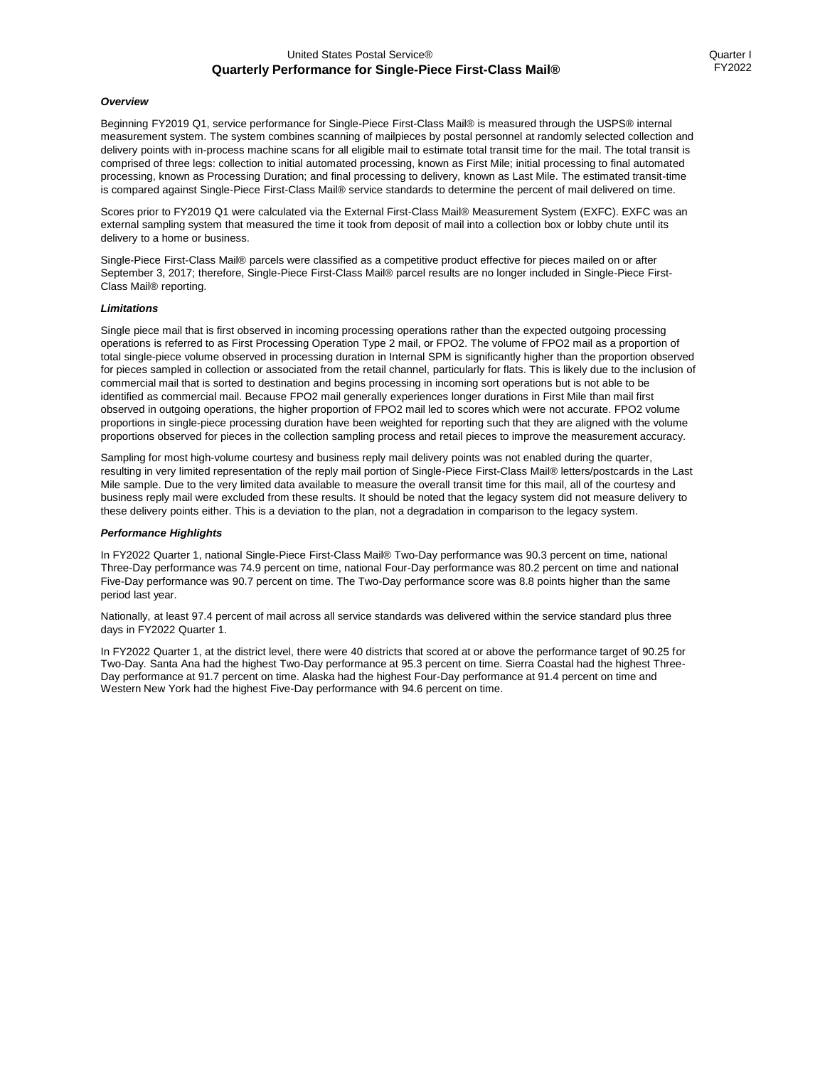United States Postal Service®

# Quarterly Performance for Single-Piece First-Class Mail®

Quarter I FY2022

***Overview***

Beginning FY2019 Q1, service performance for Single-Piece First-Class Mail® is measured through the USPS® internal measurement system. The system combines scanning of mailpieces by postal personnel at randomly selected collection and delivery points with in-process machine scans for all eligible mail to estimate total transit time for the mail. The total transit is comprised of three legs: collection to initial automated processing, known as First Mile; initial processing to final automated processing, known as Processing Duration; and final processing to delivery, known as Last Mile. The estimated transit-time is compared against Single-Piece First-Class Mail® service standards to determine the percent of mail delivered on time.

Scores prior to FY2019 Q1 were calculated via the External First-Class Mail® Measurement System (EXFC). EXFC was an external sampling system that measured the time it took from deposit of mail into a collection box or lobby chute until its delivery to a home or business.

Single-Piece First-Class Mail® parcels were classified as a competitive product effective for pieces mailed on or after September 3, 2017; therefore, Single-Piece First-Class Mail® parcel results are no longer included in Single-Piece First-Class Mail® reporting.

***Limitations***

Single piece mail that is first observed in incoming processing operations rather than the expected outgoing processing operations is referred to as First Processing Operation Type 2 mail, or FPO2. The volume of FPO2 mail as a proportion of total single-piece volume observed in processing duration in Internal SPM is significantly higher than the proportion observed for pieces sampled in collection or associated from the retail channel, particularly for flats. This is likely due to the inclusion of commercial mail that is sorted to destination and begins processing in incoming sort operations but is not able to be identified as commercial mail. Because FPO2 mail generally experiences longer durations in First Mile than mail first observed in outgoing operations, the higher proportion of FPO2 mail led to scores which were not accurate. FPO2 volume proportions in single-piece processing duration have been weighted for reporting such that they are aligned with the volume proportions observed for pieces in the collection sampling process and retail pieces to improve the measurement accuracy.

Sampling for most high-volume courtesy and business reply mail delivery points was not enabled during the quarter, resulting in very limited representation of the reply mail portion of Single-Piece First-Class Mail® letters/postcards in the Last Mile sample. Due to the very limited data available to measure the overall transit time for this mail, all of the courtesy and business reply mail were excluded from these results. It should be noted that the legacy system did not measure delivery to these delivery points either. This is a deviation to the plan, not a degradation in comparison to the legacy system.

***Performance Highlights***

In FY2022 Quarter 1, national Single-Piece First-Class Mail® Two-Day performance was 90.3 percent on time, national Three-Day performance was 74.9 percent on time, national Four-Day performance was 80.2 percent on time and national Five-Day performance was 90.7 percent on time. The Two-Day performance score was 8.8 points higher than the same period last year.

Nationally, at least 97.4 percent of mail across all service standards was delivered within the service standard plus three days in FY2022 Quarter 1.

In FY2022 Quarter 1, at the district level, there were 40 districts that scored at or above the performance target of 90.25 for Two-Day. Santa Ana had the highest Two-Day performance at 95.3 percent on time. Sierra Coastal had the highest Three-Day performance at 91.7 percent on time. Alaska had the highest Four-Day performance at 91.4 percent on time and Western New York had the highest Five-Day performance with 94.6 percent on time.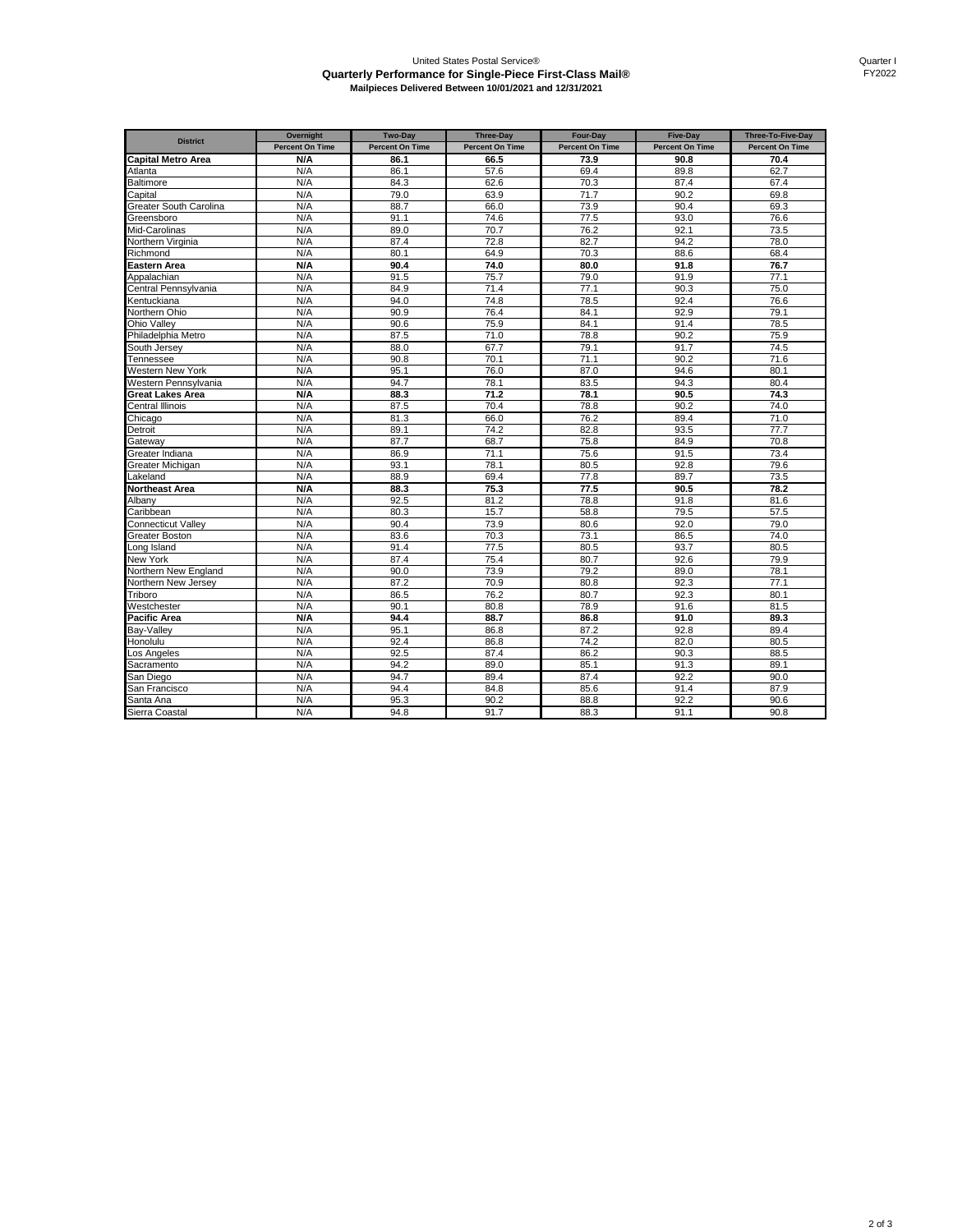United States Postal Service®

**Quarterly Performance for Single-Piece First-Class Mail®**

**Mailpieces Delivered Between 10/01/2021 and 12/31/2021**

Quarter I
FY2022

| District | Overnight | Two-Day | Three-Day | Four-Day | Five-Day | Three-To-Five-Day |
|---|---|---|---|---|---|---|
| | Percent On Time | Percent On Time | Percent On Time | Percent On Time | Percent On Time | Percent On Time |
| **Capital Metro Area** | **N/A** | **86.1** | **66.5** | **73.9** | **90.8** | **70.4** |
| Atlanta | N/A | 86.1 | 57.6 | 69.4 | 89.8 | 62.7 |
| Baltimore | N/A | 84.3 | 62.6 | 70.3 | 87.4 | 67.4 |
| Capital | N/A | 79.0 | 63.9 | 71.7 | 90.2 | 69.8 |
| Greater South Carolina | N/A | 88.7 | 66.0 | 73.9 | 90.4 | 69.3 |
| Greensboro | N/A | 91.1 | 74.6 | 77.5 | 93.0 | 76.6 |
| Mid-Carolinas | N/A | 89.0 | 70.7 | 76.2 | 92.1 | 73.5 |
| Northern Virginia | N/A | 87.4 | 72.8 | 82.7 | 94.2 | 78.0 |
| Richmond | N/A | 80.1 | 64.9 | 70.3 | 88.6 | 68.4 |
| **Eastern Area** | **N/A** | **90.4** | **74.0** | **80.0** | **91.8** | **76.7** |
| Appalachian | N/A | 91.5 | 75.7 | 79.0 | 91.9 | 77.1 |
| Central Pennsylvania | N/A | 84.9 | 71.4 | 77.1 | 90.3 | 75.0 |
| Kentuckiana | N/A | 94.0 | 74.8 | 78.5 | 92.4 | 76.6 |
| Northern Ohio | N/A | 90.9 | 76.4 | 84.1 | 92.9 | 79.1 |
| Ohio Valley | N/A | 90.6 | 75.9 | 84.1 | 91.4 | 78.5 |
| Philadelphia Metro | N/A | 87.5 | 71.0 | 78.8 | 90.2 | 75.9 |
| South Jersey | N/A | 88.0 | 67.7 | 79.1 | 91.7 | 74.5 |
| Tennessee | N/A | 90.8 | 70.1 | 71.1 | 90.2 | 71.6 |
| Western New York | N/A | 95.1 | 76.0 | 87.0 | 94.6 | 80.1 |
| Western Pennsylvania | N/A | 94.7 | 78.1 | 83.5 | 94.3 | 80.4 |
| **Great Lakes Area** | **N/A** | **88.3** | **71.2** | **78.1** | **90.5** | **74.3** |
| Central Illinois | N/A | 87.5 | 70.4 | 78.8 | 90.2 | 74.0 |
| Chicago | N/A | 81.3 | 66.0 | 76.2 | 89.4 | 71.0 |
| Detroit | N/A | 89.1 | 74.2 | 82.8 | 93.5 | 77.7 |
| Gateway | N/A | 87.7 | 68.7 | 75.8 | 84.9 | 70.8 |
| Greater Indiana | N/A | 86.9 | 71.1 | 75.6 | 91.5 | 73.4 |
| Greater Michigan | N/A | 93.1 | 78.1 | 80.5 | 92.8 | 79.6 |
| Lakeland | N/A | 88.9 | 69.4 | 77.8 | 89.7 | 73.5 |
| **Northeast Area** | **N/A** | **88.3** | **75.3** | **77.5** | **90.5** | **78.2** |
| Albany | N/A | 92.5 | 81.2 | 78.8 | 91.8 | 81.6 |
| Caribbean | N/A | 80.3 | 15.7 | 58.8 | 79.5 | 57.5 |
| Connecticut Valley | N/A | 90.4 | 73.9 | 80.6 | 92.0 | 79.0 |
| Greater Boston | N/A | 83.6 | 70.3 | 73.1 | 86.5 | 74.0 |
| Long Island | N/A | 91.4 | 77.5 | 80.5 | 93.7 | 80.5 |
| New York | N/A | 87.4 | 75.4 | 80.7 | 92.6 | 79.9 |
| Northern New England | N/A | 90.0 | 73.9 | 79.2 | 89.0 | 78.1 |
| Northern New Jersey | N/A | 87.2 | 70.9 | 80.8 | 92.3 | 77.1 |
| Triboro | N/A | 86.5 | 76.2 | 80.7 | 92.3 | 80.1 |
| Westchester | N/A | 90.1 | 80.8 | 78.9 | 91.6 | 81.5 |
| **Pacific Area** | **N/A** | **94.4** | **88.7** | **86.8** | **91.0** | **89.3** |
| Bay-Valley | N/A | 95.1 | 86.8 | 87.2 | 92.8 | 89.4 |
| Honolulu | N/A | 92.4 | 86.8 | 74.2 | 82.0 | 80.5 |
| Los Angeles | N/A | 92.5 | 87.4 | 86.2 | 90.3 | 88.5 |
| Sacramento | N/A | 94.2 | 89.0 | 85.1 | 91.3 | 89.1 |
| San Diego | N/A | 94.7 | 89.4 | 87.4 | 92.2 | 90.0 |
| San Francisco | N/A | 94.4 | 84.8 | 85.6 | 91.4 | 87.9 |
| Santa Ana | N/A | 95.3 | 90.2 | 88.8 | 92.2 | 90.6 |
| Sierra Coastal | N/A | 94.8 | 91.7 | 88.3 | 91.1 | 90.8 |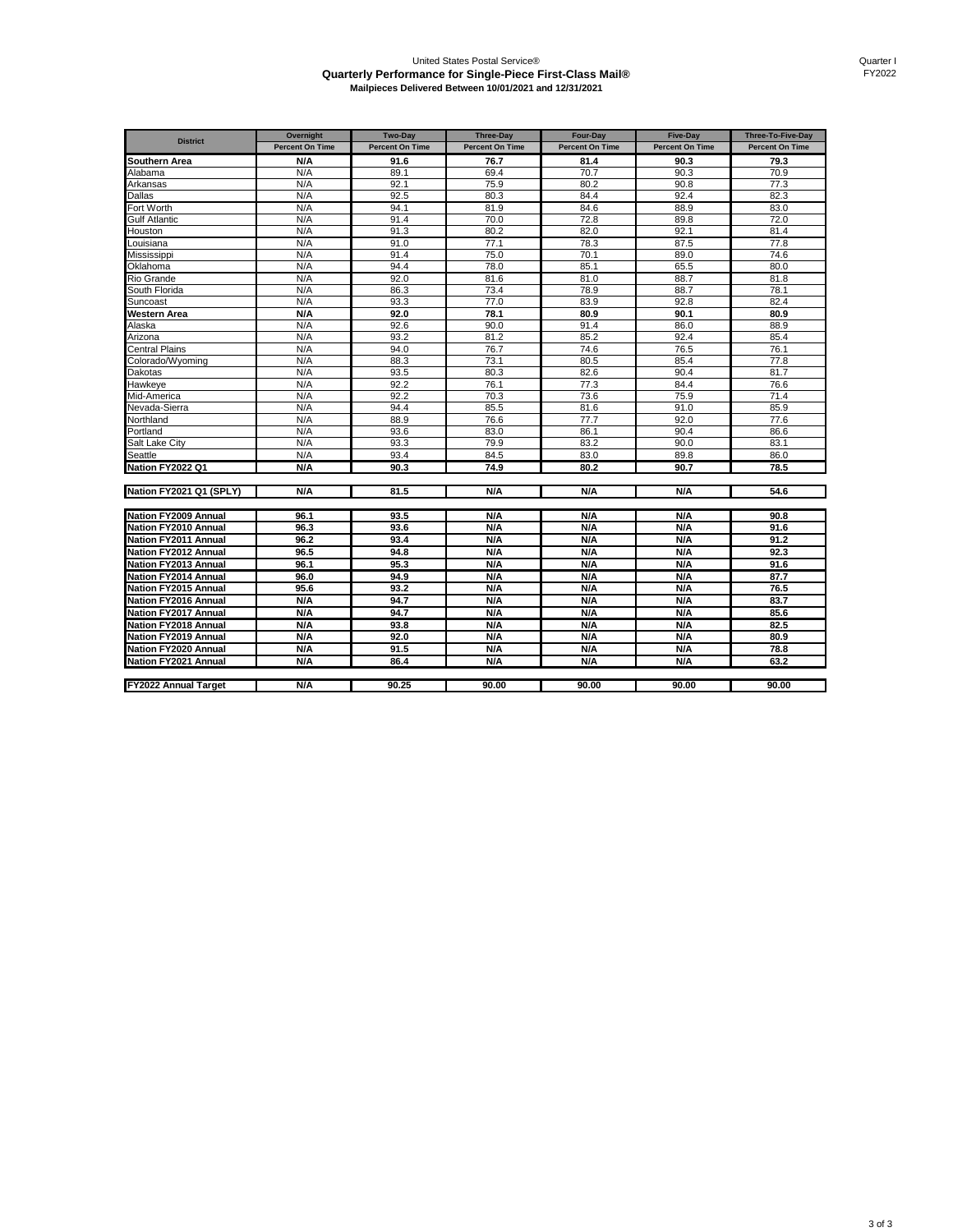United States Postal Service®

**Quarterly Performance for Single-Piece First-Class Mail®**

**Mailpieces Delivered Between 10/01/2021 and 12/31/2021**

Quarter I
FY2022

| District | Overnight | Two-Day | Three-Day | Four-Day | Five-Day | Three-To-Five-Day |
|---|---|---|---|---|---|---|
| | Percent On Time | Percent On Time | Percent On Time | Percent On Time | Percent On Time | Percent On Time |
| **Southern Area** | **N/A** | **91.6** | **76.7** | **81.4** | **90.3** | **79.3** |
| Alabama | N/A | 89.1 | 69.4 | 70.7 | 90.3 | 70.9 |
| Arkansas | N/A | 92.1 | 75.9 | 80.2 | 90.8 | 77.3 |
| Dallas | N/A | 92.5 | 80.3 | 84.4 | 92.4 | 82.3 |
| Fort Worth | N/A | 94.1 | 81.9 | 84.6 | 88.9 | 83.0 |
| Gulf Atlantic | N/A | 91.4 | 70.0 | 72.8 | 89.8 | 72.0 |
| Houston | N/A | 91.3 | 80.2 | 82.0 | 92.1 | 81.4 |
| Louisiana | N/A | 91.0 | 77.1 | 78.3 | 87.5 | 77.8 |
| Mississippi | N/A | 91.4 | 75.0 | 70.1 | 89.0 | 74.6 |
| Oklahoma | N/A | 94.4 | 78.0 | 85.1 | 65.5 | 80.0 |
| Rio Grande | N/A | 92.0 | 81.6 | 81.0 | 88.7 | 81.8 |
| South Florida | N/A | 86.3 | 73.4 | 78.9 | 88.7 | 78.1 |
| Suncoast | N/A | 93.3 | 77.0 | 83.9 | 92.8 | 82.4 |
| **Western Area** | **N/A** | **92.0** | **78.1** | **80.9** | **90.1** | **80.9** |
| Alaska | N/A | 92.6 | 90.0 | 91.4 | 86.0 | 88.9 |
| Arizona | N/A | 93.2 | 81.2 | 85.2 | 92.4 | 85.4 |
| Central Plains | N/A | 94.0 | 76.7 | 74.6 | 76.5 | 76.1 |
| Colorado/Wyoming | N/A | 88.3 | 73.1 | 80.5 | 85.4 | 77.8 |
| Dakotas | N/A | 93.5 | 80.3 | 82.6 | 90.4 | 81.7 |
| Hawkeye | N/A | 92.2 | 76.1 | 77.3 | 84.4 | 76.6 |
| Mid-America | N/A | 92.2 | 70.3 | 73.6 | 75.9 | 71.4 |
| Nevada-Sierra | N/A | 94.4 | 85.5 | 81.6 | 91.0 | 85.9 |
| Northland | N/A | 88.9 | 76.6 | 77.7 | 92.0 | 77.6 |
| Portland | N/A | 93.6 | 83.0 | 86.1 | 90.4 | 86.6 |
| Salt Lake City | N/A | 93.3 | 79.9 | 83.2 | 90.0 | 83.1 |
| Seattle | N/A | 93.4 | 84.5 | 83.0 | 89.8 | 86.0 |
| **Nation FY2022 Q1** | **N/A** | **90.3** | **74.9** | **80.2** | **90.7** | **78.5** |
| **Nation FY2021 Q1 (SPLY)** | **N/A** | **81.5** | **N/A** | **N/A** | **N/A** | **54.6** |
| **Nation FY2009 Annual** | **96.1** | **93.5** | **N/A** | **N/A** | **N/A** | **90.8** |
| **Nation FY2010 Annual** | **96.3** | **93.6** | **N/A** | **N/A** | **N/A** | **91.6** |
| **Nation FY2011 Annual** | **96.2** | **93.4** | **N/A** | **N/A** | **N/A** | **91.2** |
| **Nation FY2012 Annual** | **96.5** | **94.8** | **N/A** | **N/A** | **N/A** | **92.3** |
| **Nation FY2013 Annual** | **96.1** | **95.3** | **N/A** | **N/A** | **N/A** | **91.6** |
| **Nation FY2014 Annual** | **96.0** | **94.9** | **N/A** | **N/A** | **N/A** | **87.7** |
| **Nation FY2015 Annual** | **95.6** | **93.2** | **N/A** | **N/A** | **N/A** | **76.5** |
| **Nation FY2016 Annual** | **N/A** | **94.7** | **N/A** | **N/A** | **N/A** | **83.7** |
| **Nation FY2017 Annual** | **N/A** | **94.7** | **N/A** | **N/A** | **N/A** | **85.6** |
| **Nation FY2018 Annual** | **N/A** | **93.8** | **N/A** | **N/A** | **N/A** | **82.5** |
| **Nation FY2019 Annual** | **N/A** | **92.0** | **N/A** | **N/A** | **N/A** | **80.9** |
| **Nation FY2020 Annual** | **N/A** | **91.5** | **N/A** | **N/A** | **N/A** | **78.8** |
| **Nation FY2021 Annual** | **N/A** | **86.4** | **N/A** | **N/A** | **N/A** | **63.2** |
| **FY2022 Annual Target** | **N/A** | **90.25** | **90.00** | **90.00** | **90.00** | **90.00** |